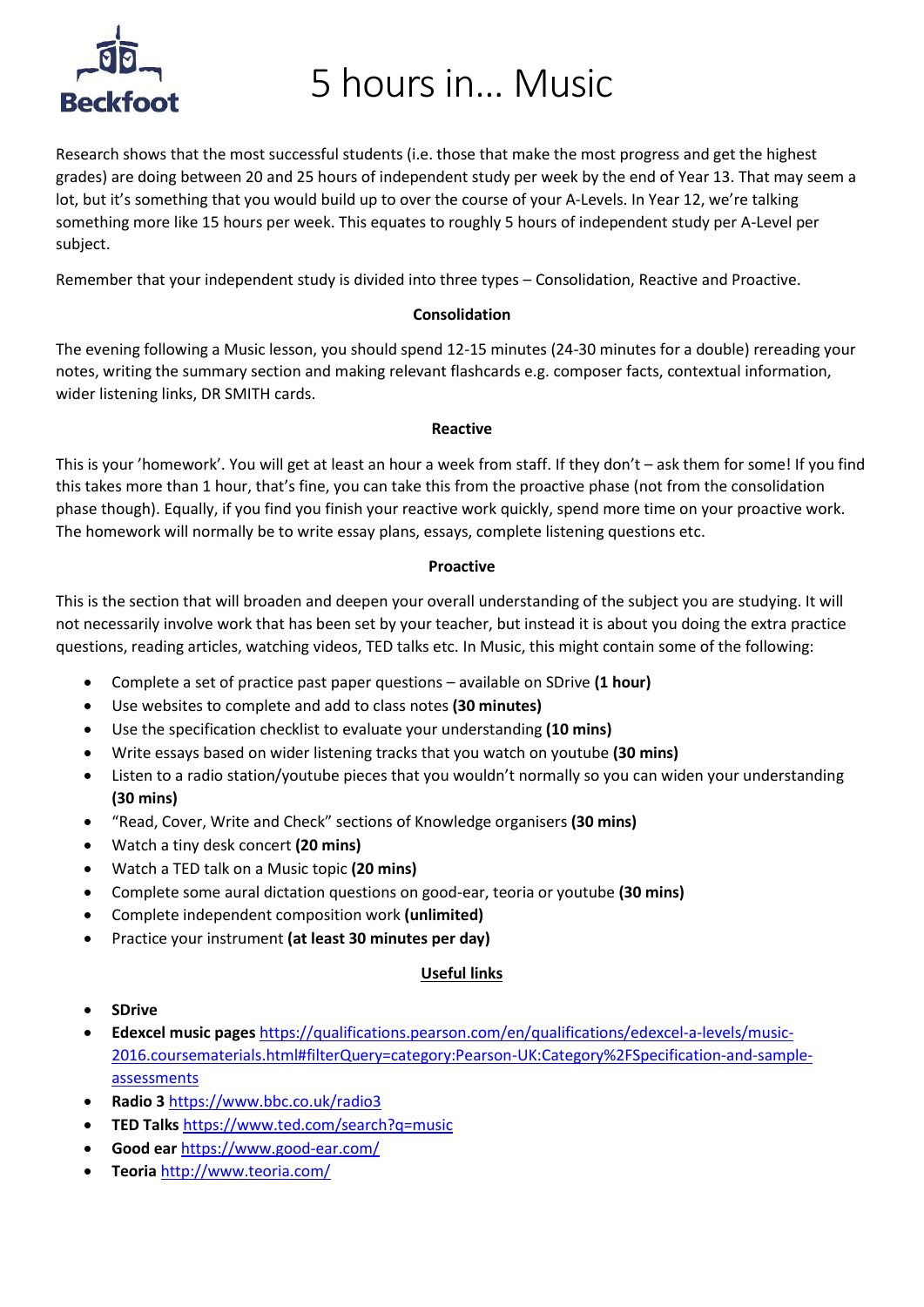# 5 hours in... Music

Research shows that the most successful students (i.e. those that make the most progress and get the highest grades) are doing between 20 and 25 hours of independent study per week by the end of Year 13. That may seem a lot, but it's something that you would build up to over the course of your A-Levels. In Year 12, we're talking something more like 15 hours per week. This equates to roughly 5 hours of independent study per A-Level per subject.

Remember that your independent study is divided into three types – Consolidation, Reactive and Proactive.

**Consolidation**

The evening following a Music lesson, you should spend 12-15 minutes (24-30 minutes for a double) rereading your notes, writing the summary section and making relevant flashcards e.g. composer facts, contextual information, wider listening links, DR SMITH cards.

**Reactive**

This is your 'homework'. You will get at least an hour a week from staff. If they don't – ask them for some! If you find this takes more than 1 hour, that's fine, you can take this from the proactive phase (not from the consolidation phase though). Equally, if you find you finish your reactive work quickly, spend more time on your proactive work. The homework will normally be to write essay plans, essays, complete listening questions etc.

**Proactive**

This is the section that will broaden and deepen your overall understanding of the subject you are studying. It will not necessarily involve work that has been set by your teacher, but instead it is about you doing the extra practice questions, reading articles, watching videos, TED talks etc. In Music, this might contain some of the following:

- Complete a set of practice past paper questions – available on SDrive **(1 hour)**
- Use websites to complete and add to class notes **(30 minutes)**
- Use the specification checklist to evaluate your understanding **(10 mins)**
- Write essays based on wider listening tracks that you watch on youtube **(30 mins)**
- Listen to a radio station/youtube pieces that you wouldn't normally so you can widen your understanding **(30 mins)**
- "Read, Cover, Write and Check" sections of Knowledge organisers **(30 mins)**
- Watch a tiny desk concert **(20 mins)**
- Watch a TED talk on a Music topic **(20 mins)**
- Complete some aural dictation questions on good-ear, teoria or youtube **(30 mins)**
- Complete independent composition work **(unlimited)**
- Practice your instrument **(at least 30 minutes per day)**

**Useful links**

- **SDrive**
- **Edexcel music pages** https://qualifications.pearson.com/en/qualifications/edexcel-a-levels/music-2016.coursematerials.html#filterQuery=category:Pearson-UK:Category%2FSpecification-and-sample-assessments
- **Radio 3** https://www.bbc.co.uk/radio3
- **TED Talks** https://www.ted.com/search?q=music
- **Good ear** https://www.good-ear.com/
- **Teoria** http://www.teoria.com/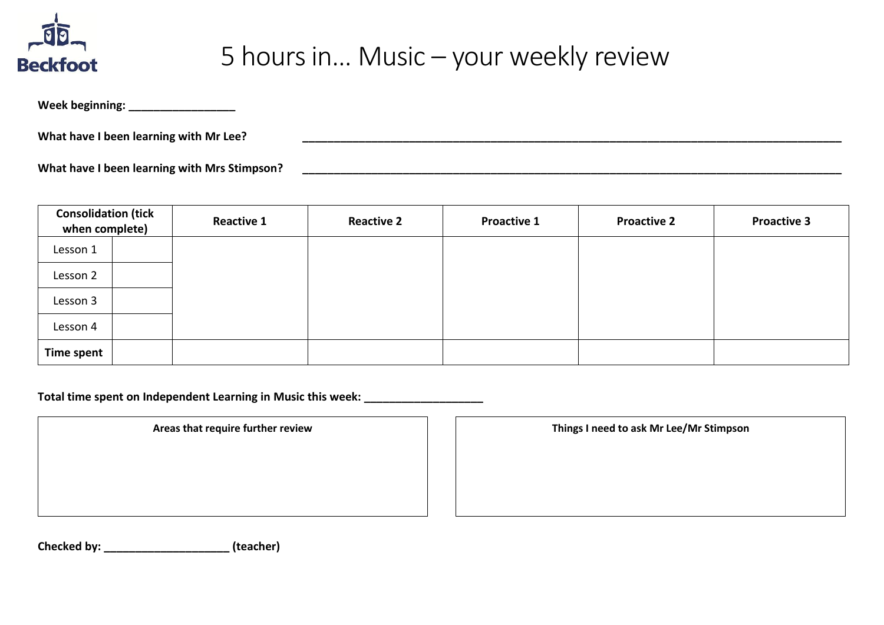# 5 hours in… Music – your weekly review

**Week beginning: _________________**

**What have I been learning with Mr Lee?** ________________________________________________________________________________________

**What have I been learning with Mrs Stimpson?** ________________________________________________________________________________________

| Consolidation (tick when complete) | | Reactive 1 | Reactive 2 | Proactive 1 | Proactive 2 | Proactive 3 |
|---|---|---|---|---|---|---|
| Lesson 1 | | | | | | |
| Lesson 2 | | | | | | |
| Lesson 3 | | | | | | |
| Lesson 4 | | | | | | |
| **Time spent** | | | | | | |

**Total time spent on Independent Learning in Music this week: ___________________**

| Areas that require further review | Things I need to ask Mr Lee/Mr Stimpson |
|---|---|
| | |

**Checked by: ____________________ (teacher)**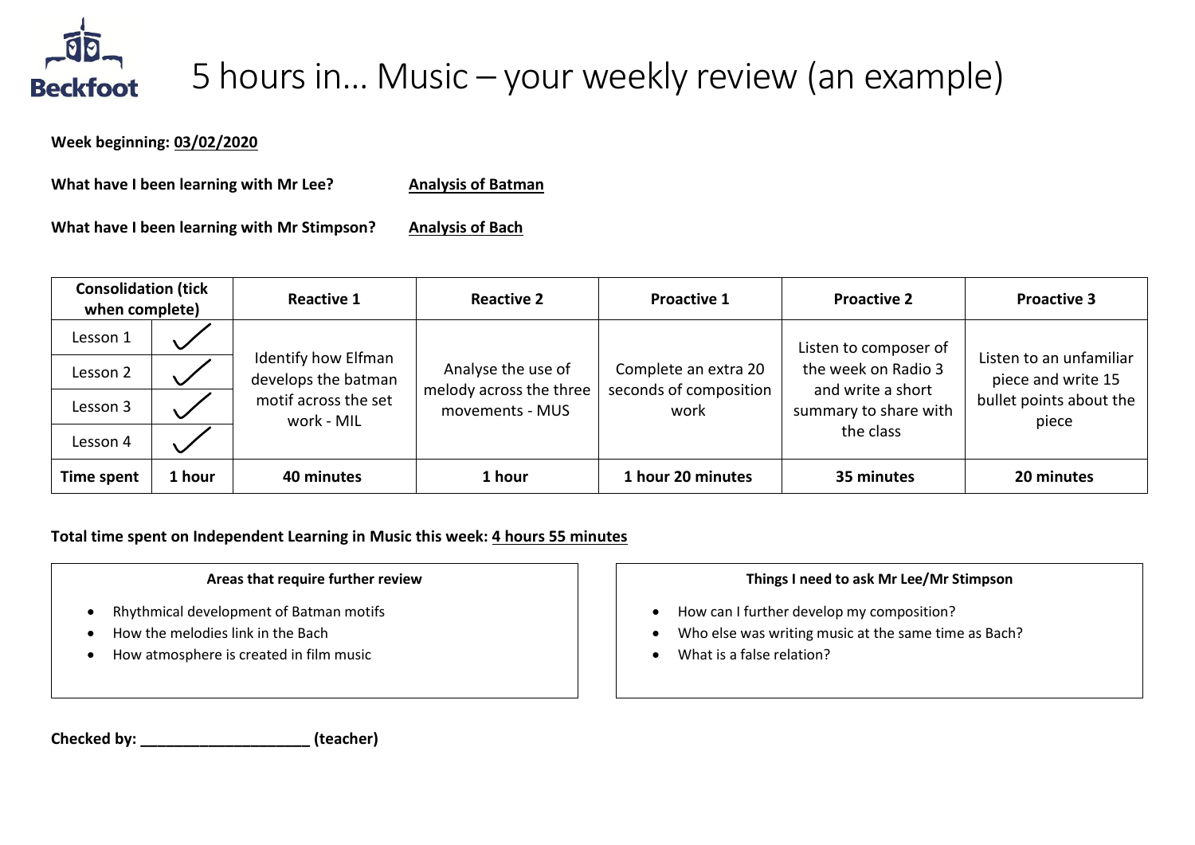# 5 hours in… Music – your weekly review (an example)

**Week beginning: 03/02/2020**

**What have I been learning with Mr Lee?** **Analysis of Batman**

**What have I been learning with Mr Stimpson?** **Analysis of Bach**

| Consolidation (tick when complete) | | Reactive 1 | Reactive 2 | Proactive 1 | Proactive 2 | Proactive 3 |
|---|---|---|---|---|---|---|
| Lesson 1 | ✓ | Identify how Elfman develops the batman motif across the set work - MIL | Analyse the use of melody across the three movements - MUS | Complete an extra 20 seconds of composition work | Listen to composer of the week on Radio 3 and write a short summary to share with the class | Listen to an unfamiliar piece and write 15 bullet points about the piece |
| Lesson 2 | ✓ | | | | | |
| Lesson 3 | ✓ | | | | | |
| Lesson 4 | ✓ | | | | | |
| **Time spent** | **1 hour** | **40 minutes** | **1 hour** | **1 hour 20 minutes** | **35 minutes** | **20 minutes** |

**Total time spent on Independent Learning in Music this week: 4 hours 55 minutes**

**Areas that require further review**

- Rhythmical development of Batman motifs
- How the melodies link in the Bach
- How atmosphere is created in film music

**Things I need to ask Mr Lee/Mr Stimpson**

- How can I further develop my composition?
- Who else was writing music at the same time as Bach?
- What is a false relation?

**Checked by: ____________________ (teacher)**